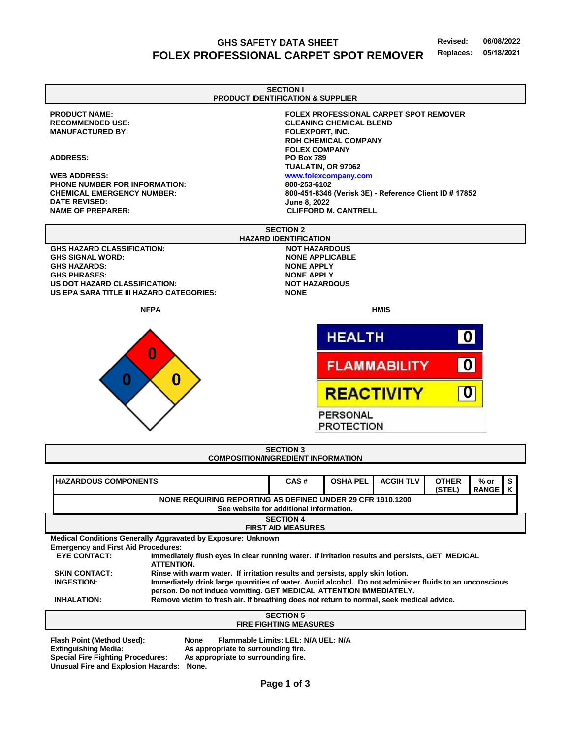# GHS SAFETY DATA SHEET
# FOLEX PROFESSIONAL CARPET SPOT REMOVER

**Revised:** 06/08/2022
**Replaces:** 05/18/2021

## SECTION I
## PRODUCT IDENTIFICATION & SUPPLIER

| | |
|---|---|
| **PRODUCT NAME:** | **FOLEX PROFESSIONAL CARPET SPOT REMOVER** |
| **RECOMMENDED USE:** | **CLEANING CHEMICAL BLEND** |
| **MANUFACTURED BY:** | **FOLEXPORT, INC.**<br>**RDH CHEMICAL COMPANY**<br>**FOLEX COMPANY** |
| **ADDRESS:** | **PO Box 789**<br>**TUALATIN, OR 97062** |
| **WEB ADDRESS:** | **www.folexcompany.com** |
| **PHONE NUMBER FOR INFORMATION:** | **800-253-6102** |
| **CHEMICAL EMERGENCY NUMBER:** | **800-451-8346 (Verisk 3E) - Reference Client ID # 17852** |
| **DATE REVISED:** | **June 8, 2022** |
| **NAME OF PREPARER:** | **CLIFFORD M. CANTRELL** |

## SECTION 2
## HAZARD IDENTIFICATION

| | |
|---|---|
| **GHS HAZARD CLASSIFICATION:** | **NOT HAZARDOUS** |
| **GHS SIGNAL WORD:** | **NONE APPLICABLE** |
| **GHS HAZARDS:** | **NONE APPLY** |
| **GHS PHRASES:** | **NONE APPLY** |
| **US DOT HAZARD CLASSIFICATION:** | **NOT HAZARDOUS** |
| **US EPA SARA TITLE III HAZARD CATEGORIES:** | **NONE** |

**NFPA**

Health: 0 | Flammability: 0 | Reactivity: 0 | Special: (blank)

**HMIS**

| | |
|---|---|
| HEALTH | 0 |
| FLAMMABILITY | 0 |
| REACTIVITY | 0 |
| PERSONAL PROTECTION | |

## SECTION 3
## COMPOSITION/INGREDIENT INFORMATION

| HAZARDOUS COMPONENTS | CAS # | OSHA PEL | ACGIH TLV | OTHER (STEL) | % or RANGE | SK |
|---|---|---|---|---|---|---|
| NONE REQUIRING REPORTING AS DEFINED UNDER 29 CFR 1910.1200<br>See website for additional information. | | | | | | |

## SECTION 4
## FIRST AID MEASURES

**Medical Conditions Generally Aggravated by Exposure:** Unknown

**Emergency and First Aid Procedures:**

| | |
|---|---|
| **EYE CONTACT:** | Immediately flush eyes in clear running water. If irritation results and persists, GET MEDICAL ATTENTION. |
| **SKIN CONTACT:** | Rinse with warm water. If irritation results and persists, apply skin lotion. |
| **INGESTION:** | Immediately drink large quantities of water. Avoid alcohol. Do not administer fluids to an unconscious person. Do not induce vomiting. GET MEDICAL ATTENTION IMMEDIATELY. |
| **INHALATION:** | Remove victim to fresh air. If breathing does not return to normal, seek medical advice. |

## SECTION 5
## FIRE FIGHTING MEASURES

| | |
|---|---|
| **Flash Point (Method Used):** | None &nbsp;&nbsp; Flammable Limits: LEL: N/A UEL: N/A |
| **Extinguishing Media:** | As appropriate to surrounding fire. |
| **Special Fire Fighting Procedures:** | As appropriate to surrounding fire. |
| **Unusual Fire and Explosion Hazards:** | None. |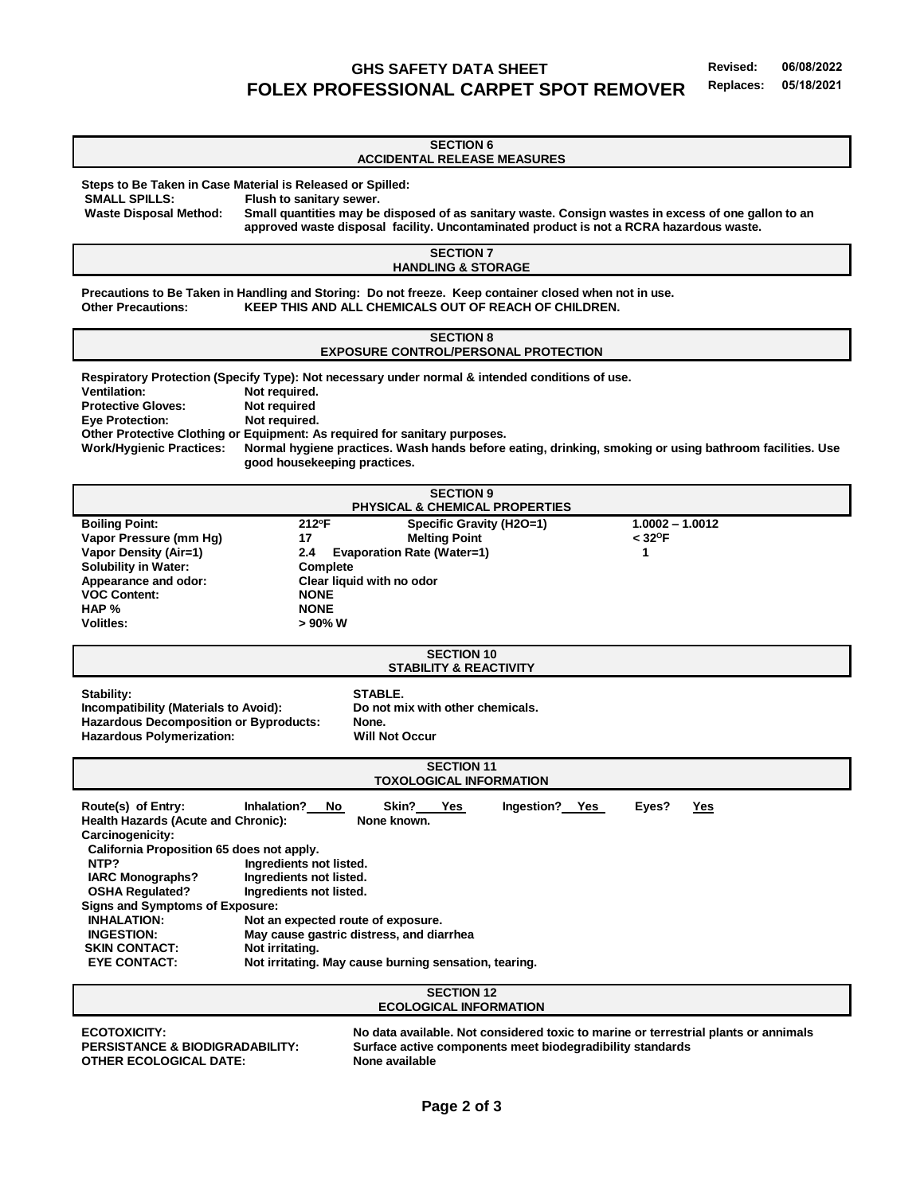## SECTION 6
## ACCIDENTAL RELEASE MEASURES

**Steps to Be Taken in Case Material is Released or Spilled:**

**SMALL SPILLS:** Flush to sanitary sewer.

**Waste Disposal Method:** Small quantities may be disposed of as sanitary waste. Consign wastes in excess of one gallon to an approved waste disposal facility. Uncontaminated product is not a RCRA hazardous waste.

## SECTION 7
## HANDLING & STORAGE

**Precautions to Be Taken in Handling and Storing:** Do not freeze. Keep container closed when not in use.

**Other Precautions:** KEEP THIS AND ALL CHEMICALS OUT OF REACH OF CHILDREN.

## SECTION 8
## EXPOSURE CONTROL/PERSONAL PROTECTION

**Respiratory Protection (Specify Type):** Not necessary under normal & intended conditions of use.

**Ventilation:** Not required.

**Protective Gloves:** Not required

**Eye Protection:** Not required.

**Other Protective Clothing or Equipment:** As required for sanitary purposes.

**Work/Hygienic Practices:** Normal hygiene practices. Wash hands before eating, drinking, smoking or using bathroom facilities. Use good housekeeping practices.

## SECTION 9
## PHYSICAL & CHEMICAL PROPERTIES

| | | | |
|---|---|---|---|
| **Boiling Point:** | 212°F | **Specific Gravity (H2O=1)** | 1.0002 – 1.0012 |
| **Vapor Pressure (mm Hg)** | 17 | **Melting Point** | < 32°F |
| **Vapor Density (Air=1)** | 2.4 | **Evaporation Rate (Water=1)** | 1 |
| **Solubility in Water:** | Complete | | |
| **Appearance and odor:** | Clear liquid with no odor | | |
| **VOC Content:** | NONE | | |
| **HAP %** | NONE | | |
| **Volitles:** | > 90% W | | |

## SECTION 10
## STABILITY & REACTIVITY

**Stability:** STABLE.

**Incompatibility (Materials to Avoid):** Do not mix with other chemicals.

**Hazardous Decomposition or Byproducts:** None.

**Hazardous Polymerization:** Will Not Occur

## SECTION 11
## TOXOLOGICAL INFORMATION

**Route(s) of Entry:** Inhalation? No   Skin? Yes   Ingestion? Yes   Eyes? Yes

**Health Hazards (Acute and Chronic):** None known.

**Carcinogenicity:**

California Proposition 65 does not apply.

**NTP?** Ingredients not listed.

**IARC Monographs?** Ingredients not listed.

**OSHA Regulated?** Ingredients not listed.

**Signs and Symptoms of Exposure:**

**INHALATION:** Not an expected route of exposure.

**INGESTION:** May cause gastric distress, and diarrhea

**SKIN CONTACT:** Not irritating.

**EYE CONTACT:** Not irritating. May cause burning sensation, tearing.

## SECTION 12
## ECOLOGICAL INFORMATION

**ECOTOXICITY:** No data available. Not considered toxic to marine or terrestrial plants or annimals

**PERSISTANCE & BIODIGRADABILITY:** Surface active components meet biodegradibility standards

**OTHER ECOLOGICAL DATE:** None available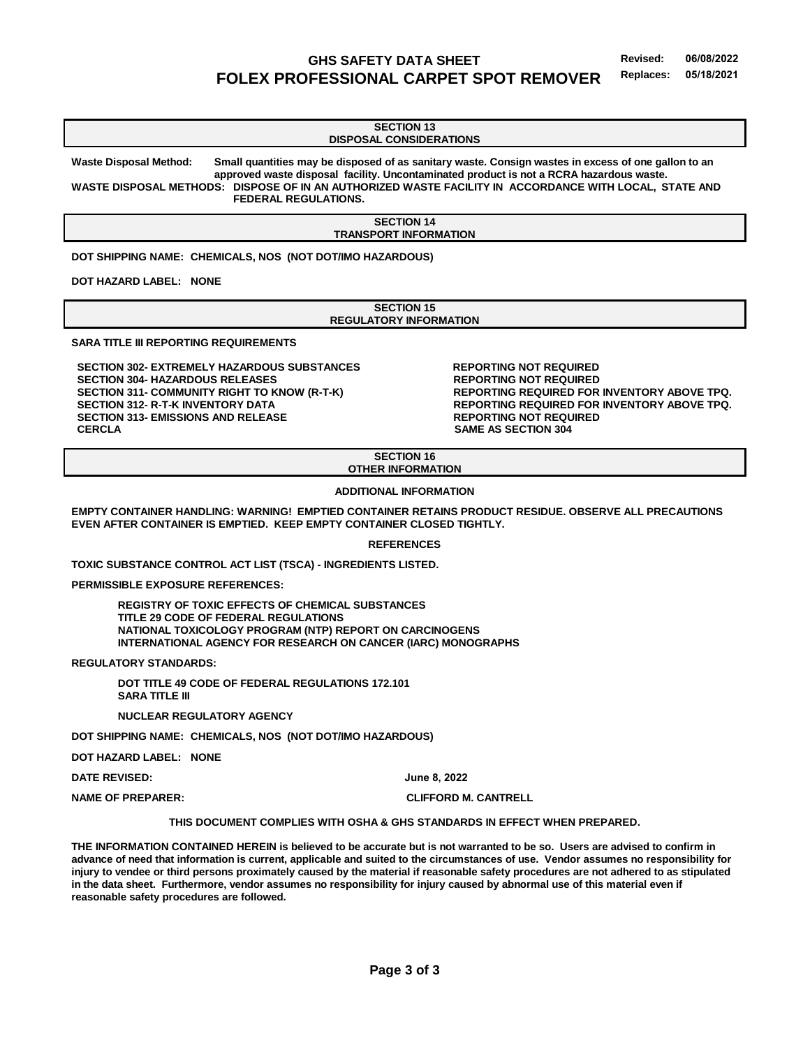## SECTION 13
## DISPOSAL CONSIDERATIONS

**Waste Disposal Method:** Small quantities may be disposed of as sanitary waste. Consign wastes in excess of one gallon to an approved waste disposal facility. Uncontaminated product is not a RCRA hazardous waste.

**WASTE DISPOSAL METHODS:** DISPOSE OF IN AN AUTHORIZED WASTE FACILITY IN ACCORDANCE WITH LOCAL, STATE AND FEDERAL REGULATIONS.

## SECTION 14
## TRANSPORT INFORMATION

**DOT SHIPPING NAME:** CHEMICALS, NOS (NOT DOT/IMO HAZARDOUS)

**DOT HAZARD LABEL:** NONE

## SECTION 15
## REGULATORY INFORMATION

**SARA TITLE III REPORTING REQUIREMENTS**

| | |
|---|---|
| SECTION 302- EXTREMELY HAZARDOUS SUBSTANCES | REPORTING NOT REQUIRED |
| SECTION 304- HAZARDOUS RELEASES | REPORTING NOT REQUIRED |
| SECTION 311- COMMUNITY RIGHT TO KNOW (R-T-K) | REPORTING REQUIRED FOR INVENTORY ABOVE TPQ. |
| SECTION 312- R-T-K INVENTORY DATA | REPORTING REQUIRED FOR INVENTORY ABOVE TPQ. |
| SECTION 313- EMISSIONS AND RELEASE | REPORTING NOT REQUIRED |
| CERCLA | SAME AS SECTION 304 |

## SECTION 16
## OTHER INFORMATION

### ADDITIONAL INFORMATION

**EMPTY CONTAINER HANDLING:** WARNING! EMPTIED CONTAINER RETAINS PRODUCT RESIDUE. OBSERVE ALL PRECAUTIONS EVEN AFTER CONTAINER IS EMPTIED. KEEP EMPTY CONTAINER CLOSED TIGHTLY.

### REFERENCES

TOXIC SUBSTANCE CONTROL ACT LIST (TSCA) - INGREDIENTS LISTED.

**PERMISSIBLE EXPOSURE REFERENCES:**

- REGISTRY OF TOXIC EFFECTS OF CHEMICAL SUBSTANCES
- TITLE 29 CODE OF FEDERAL REGULATIONS
- NATIONAL TOXICOLOGY PROGRAM (NTP) REPORT ON CARCINOGENS
- INTERNATIONAL AGENCY FOR RESEARCH ON CANCER (IARC) MONOGRAPHS

**REGULATORY STANDARDS:**

- DOT TITLE 49 CODE OF FEDERAL REGULATIONS 172.101
- SARA TITLE III
- NUCLEAR REGULATORY AGENCY

**DOT SHIPPING NAME:** CHEMICALS, NOS (NOT DOT/IMO HAZARDOUS)

**DOT HAZARD LABEL:** NONE

**DATE REVISED:** June 8, 2022

**NAME OF PREPARER:** CLIFFORD M. CANTRELL

**THIS DOCUMENT COMPLIES WITH OSHA & GHS STANDARDS IN EFFECT WHEN PREPARED.**

**THE INFORMATION CONTAINED HEREIN is believed to be accurate but is not warranted to be so. Users are advised to confirm in advance of need that information is current, applicable and suited to the circumstances of use. Vendor assumes no responsibility for injury to vendee or third persons proximately caused by the material if reasonable safety procedures are not adhered to as stipulated in the data sheet. Furthermore, vendor assumes no responsibility for injury caused by abnormal use of this material even if reasonable safety procedures are followed.**